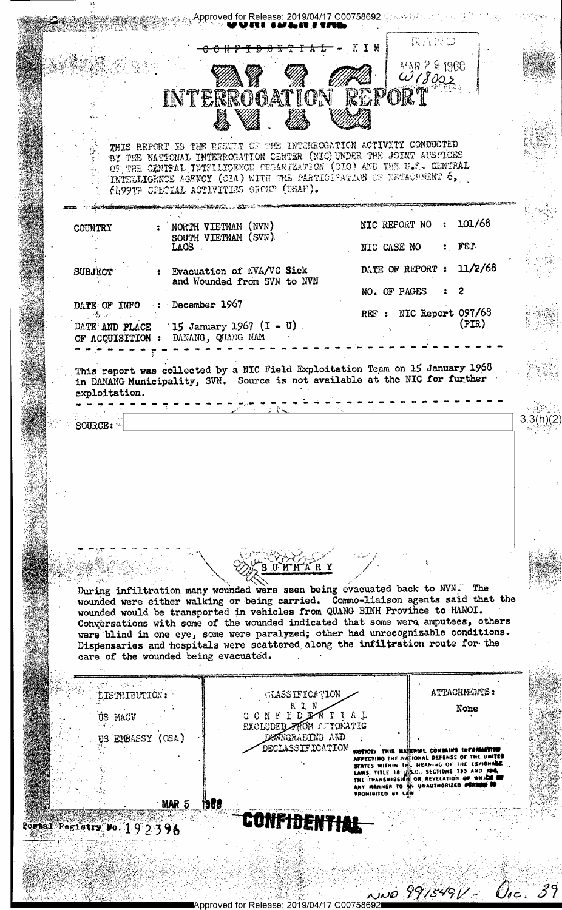Approved for Release: 2019/04/17 C00758692

~~CONFIDENTIAL~~ - KIN

RAND

MAR 2 8 1968

W/18002

# NIC INTERROGATION REPORT

THIS REPORT IS THE RESULT OF THE INTERROGATION ACTIVITY CONDUCTED BY THE NATIONAL INTERROGATION CENTER (NIC) UNDER THE JOINT AUSPICES OF THE CENTRAL INTELLIGENCE ORGANIZATION (CIO) AND THE U.S. CENTRAL INTELLIGENCE AGENCY (CIA) WITH THE PARTICIPATION OF DETACHMENT 6, 6499TH SPECIAL ACTIVITIES GROUP (USAF).

| | | | |
|---|---|---|---|
| COUNTRY | : NORTH VIETNAM (NVN) SOUTH VIETNAM (SVN) LAOS | NIC REPORT NO | : 101/68 |
| | | NIC CASE NO | : FET |
| SUBJECT | : Evacuation of NVA/VC Sick and Wounded from SVN to NVN | DATE OF REPORT | : 11/2/68 |
| | | NO. OF PAGES | : 2 |
| DATE OF INFO | : December 1967 | REF | : NIC Report 097/68 (PIR) |
| DATE AND PLACE OF ACQUISITION | : 15 January 1967 (I - U) DANANG, QUANG NAM | | |

This report was collected by a NIC Field Exploitation Team on 15 January 1968 in DANANG Municipality, SVN. Source is not available at the NIC for further exploitation.

SOURCE:

3.3(h)(2)

## SUMMARY

During infiltration many wounded were seen being evacuated back to NVN. The wounded were either walking or being carried. Commo-liaison agents said that the wounded would be transported in vehicles from QUANG BINH Province to HANOI. Conversations with some of the wounded indicated that some were amputees, others were blind in one eye, some were paralyzed; other had unrecognizable conditions. Dispensaries and hospitals were scattered along the infiltration route for the care of the wounded being evacuated.

| DISTRIBUTION: | CLASSIFICATION | ATTACHMENTS: |
|---|---|---|
| US MACV | KIN CONFIDENTIAL EXCLUDED FROM AUTOMATIC DOWNGRADING AND DECLASSIFICATION | None |
| US EMBASSY (OSA) | | |

NOTICE: THIS MATERIAL CONTAINS INFORMATION AFFECTING THE NATIONAL DEFENSE OF THE UNITED STATES WITHIN THE MEANING OF THE ESPIONAGE LAWS, TITLE 18, U.S.C., SECTIONS 793 AND 794, THE TRANSMISSION OR REVELATION OF WHICH IN ANY MANNER TO AN UNAUTHORIZED PERSON IS PROHIBITED BY LAW

MAR 5 1968

Postal Registry No. 192396

~~CONFIDENTIAL~~

NND 991549V - Doc. 39

Approved for Release: 2019/04/17 C00758692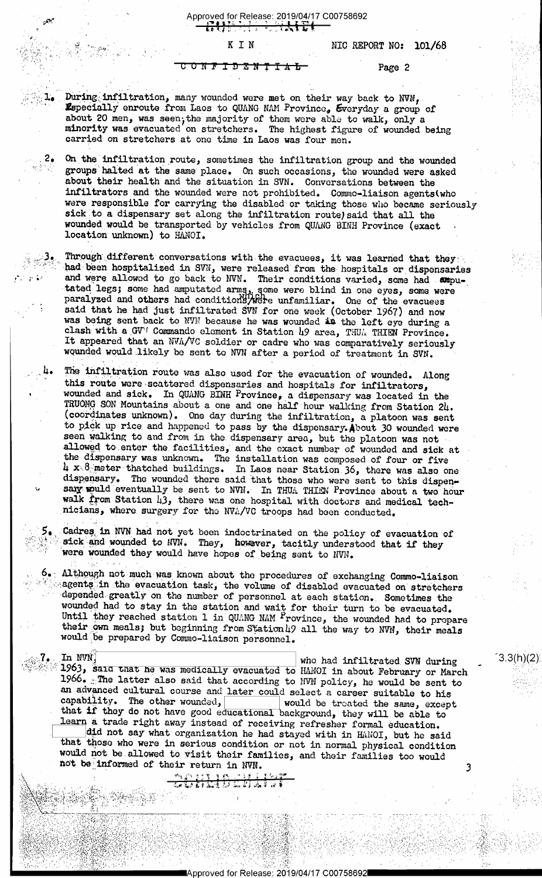KIN NIC REPORT NO: 101/68

CONFIDENTIAL

1. During infiltration, many wounded were met on their way back to NVN, Especially enroute from Laos to QUANG NAM Province, Everyday a group of about 20 men, was seen; the majority of them were able to walk, only a minority was evacuated on stretchers. The highest figure of wounded being carried on stretchers at one time in Laos was four men.

2. On the infiltration route, sometimes the infiltration group and the wounded groups halted at the same place. On such occasions, the wounded were asked about their health and the situation in SVN. Conversations between the infiltrators and the wounded were not prohibited. Commo-liaison agents (who were responsible for carrying the disabled or taking those who became seriously sick to a dispensary set along the infiltration route) said that all the wounded would be transported by vehicles from QUANG BINH Province (exact location unknown) to HANOI.

3. Through different conversations with the evacuees, it was learned that they had been hospitalized in SVN, were released from the hospitals or dispensaries and were allowed to go back to NVN. Their conditions varied, some had amputated legs; some had amputated arms, some were blind in one eyes, some were paralyzed and others had conditions which were unfamiliar. One of the evacuees said that he had just infiltrated SVN for one week (October 1967) and now was being sent back to NVN because he was wounded in the left eye during a clash with a GVN Commando element in Station 49 area, THUA THIEN Province. It appeared that an NVA/VC soldier or cadre who was comparatively seriously wounded would likely be sent to NVN after a period of treatment in SVN.

4. The infiltration route was also used for the evacuation of wounded. Along this route were scattered dispensaries and hospitals for infiltrators, wounded and sick. In QUANG BINH Province, a dispensary was located in the TRUONG SON Mountains about a one and one half hour walking from Station 24. (coordinates unknown). One day during the infiltration, a platoon was sent to pick up rice and happened to pass by the dispensary. About 30 wounded were seen walking to and from in the dispensary area, but the platoon was not allowed to enter the facilities, and the exact number of wounded and sick at the dispensary was unknown. The installation was composed of four or five 4 x 8 meter thatched buildings. In Laos near Station 36, there was also one dispensary. The wounded there said that those who were sent to this dispensary would eventually be sent to NVN. In THUA THIEN Province about a two hour walk from Station 43, there was one hospital with doctors and medical technicians, where surgery for the NVA/VC troops had been conducted.

5. Cadres in NVN had not yet been indoctrinated on the policy of evacuation of sick and wounded to NVN. They, however, tacitly understood that if they were wounded they would have hopes of being sent to NVN.

6. Although not much was known about the procedures of exchanging Commo-liaison agents in the evacuation task, the volume of disabled evacuated on stretchers depended greatly on the number of personnel at each station. Sometimes the wounded had to stay in the station and wait for their turn to be evacuated. Until they reached station 1 in QUANG NAM Province, the wounded had to prepare their own meals; but beginning from Station 49 all the way to NVN, their meals would be prepared by Commo-liaison personnel.

7. In NVN, [redacted] who had infiltrated SVN during 1963, said that he was medically evacuated to HANOI in about February or March 1966. The latter also said that according to NVN policy, he would be sent to an advanced cultural course and later could select a career suitable to his capability. The other wounded, [redacted] would be treated the same, except that if they do not have good educational background, they will be able to learn a trade right away instead of receiving refresher formal education. [redacted] did not say what organization he had stayed with in HANOI, but he said that those who were in serious condition or not in normal physical condition would not be allowed to visit their families, and their families too would not be informed of their return in NVN.

3.3(h)(2)

3

CONFIDENTIAL